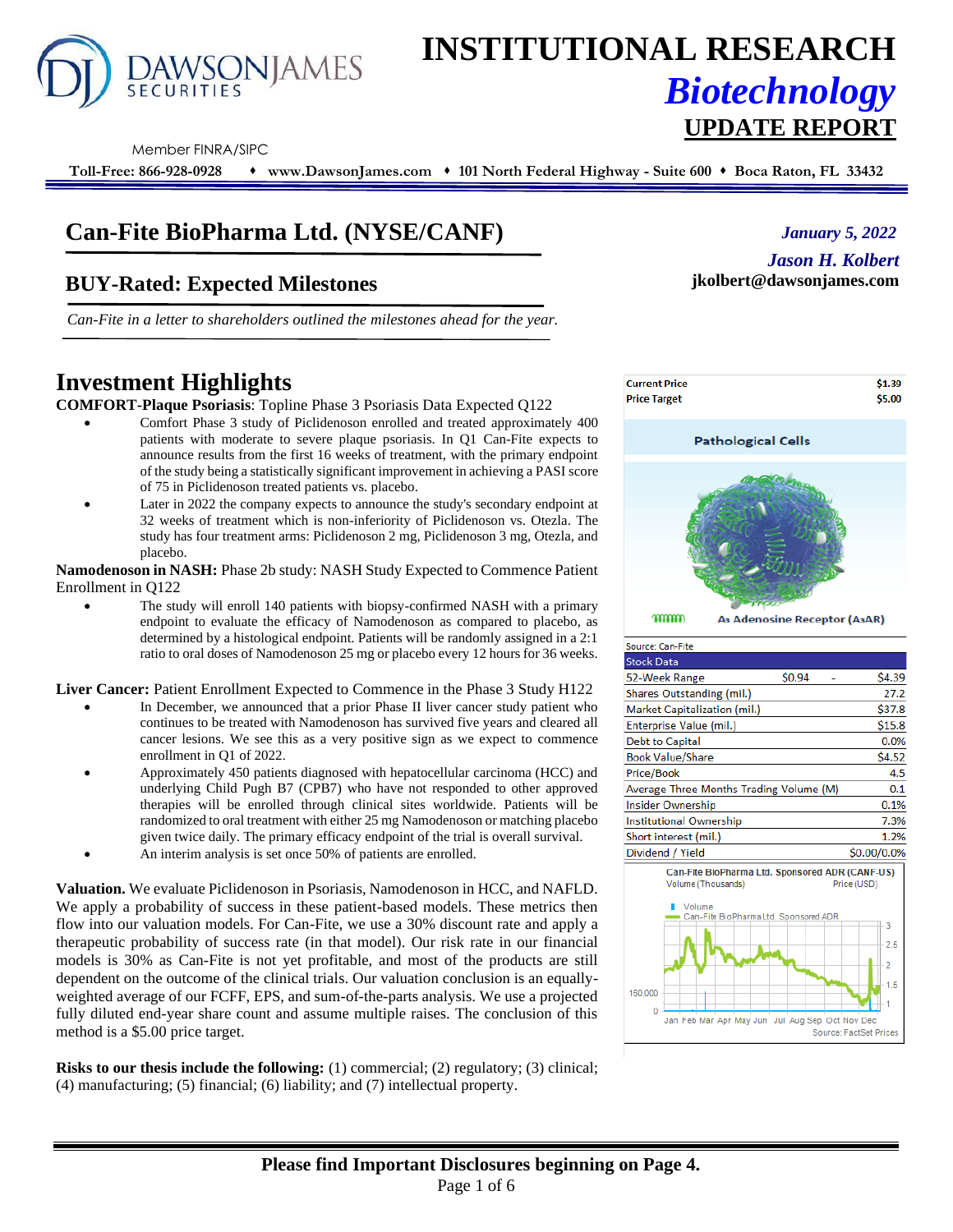# INSTITUTIONAL RESEARCH

## *Biotechnology*

## UPDATE REPORT

Member FINRA/SIPC

**Toll-Free: 866-928-0928 ♦ www.DawsonJames.com ♦ 101 North Federal Highway - Suite 600 ♦ Boca Raton, FL 33432**

## Can-Fite BioPharma Ltd. (NYSE/CANF)

*January 5, 2022*

*Jason H. Kolbert*

**jkolbert@dawsonjames.com**

### BUY-Rated: Expected Milestones

*Can-Fite in a letter to shareholders outlined the milestones ahead for the year.*

# Investment Highlights

**COMFORT-Plaque Psoriasis**: Topline Phase 3 Psoriasis Data Expected Q122

- Comfort Phase 3 study of Piclidenoson enrolled and treated approximately 400 patients with moderate to severe plaque psoriasis. In Q1 Can-Fite expects to announce results from the first 16 weeks of treatment, with the primary endpoint of the study being a statistically significant improvement in achieving a PASI score of 75 in Piclidenoson treated patients vs. placebo.
- Later in 2022 the company expects to announce the study's secondary endpoint at 32 weeks of treatment which is non-inferiority of Piclidenoson vs. Otezla. The study has four treatment arms: Piclidenoson 2 mg, Piclidenoson 3 mg, Otezla, and placebo.

**Namodenoson in NASH:** Phase 2b study: NASH Study Expected to Commence Patient Enrollment in Q122

- The study will enroll 140 patients with biopsy-confirmed NASH with a primary endpoint to evaluate the efficacy of Namodenoson as compared to placebo, as determined by a histological endpoint. Patients will be randomly assigned in a 2:1 ratio to oral doses of Namodenoson 25 mg or placebo every 12 hours for 36 weeks.

**Liver Cancer:** Patient Enrollment Expected to Commence in the Phase 3 Study H122

- In December, we announced that a prior Phase II liver cancer study patient who continues to be treated with Namodenoson has survived five years and cleared all cancer lesions. We see this as a very positive sign as we expect to commence enrollment in Q1 of 2022.
- Approximately 450 patients diagnosed with hepatocellular carcinoma (HCC) and underlying Child Pugh B7 (CPB7) who have not responded to other approved therapies will be enrolled through clinical sites worldwide. Patients will be randomized to oral treatment with either 25 mg Namodenoson or matching placebo given twice daily. The primary efficacy endpoint of the trial is overall survival.
- An interim analysis is set once 50% of patients are enrolled.

**Valuation.** We evaluate Piclidenoson in Psoriasis, Namodenoson in HCC, and NAFLD. We apply a probability of success in these patient-based models. These metrics then flow into our valuation models. For Can-Fite, we use a 30% discount rate and apply a therapeutic probability of success rate (in that model). Our risk rate in our financial models is 30% as Can-Fite is not yet profitable, and most of the products are still dependent on the outcome of the clinical trials. Our valuation conclusion is an equally-weighted average of our FCFF, EPS, and sum-of-the-parts analysis. We use a projected fully diluted end-year share count and assume multiple raises. The conclusion of this method is a $5.00 price target.

**Risks to our thesis include the following:** (1) commercial; (2) regulatory; (3) clinical; (4) manufacturing; (5) financial; (6) liability; and (7) intellectual property.

| | |
|---|---|
| **Current Price** | **$1.39** |
| **Price Target** | **$5.00** |

Pathological Cells

A3 Adenosine Receptor (A3AR)

Source: Can-Fite

| Stock Data | | | |
|---|---|---|---|
| 52-Week Range | $0.94 | - | $4.39 |
| Shares Outstanding (mil.) | | | 27.2 |
| Market Capitalization (mil.) | | | $37.8 |
| Enterprise Value (mil.) | | | $15.8 |
| Debt to Capital | | | 0.0% |
| Book Value/Share | | | $4.52 |
| Price/Book | | | 4.5 |
| Average Three Months Trading Volume (M) | | | 0.1 |
| Insider Ownership | | | 0.1% |
| Institutional Ownership | | | 7.3% |
| Short interest (mil.) | | | 1.2% |
| Dividend / Yield | | | $0.00/0.0% |

Can-Fite BioPharma Ltd. Sponsored ADR (CANF-US)

Source: FactSet Prices

**Please find Important Disclosures beginning on Page 4.**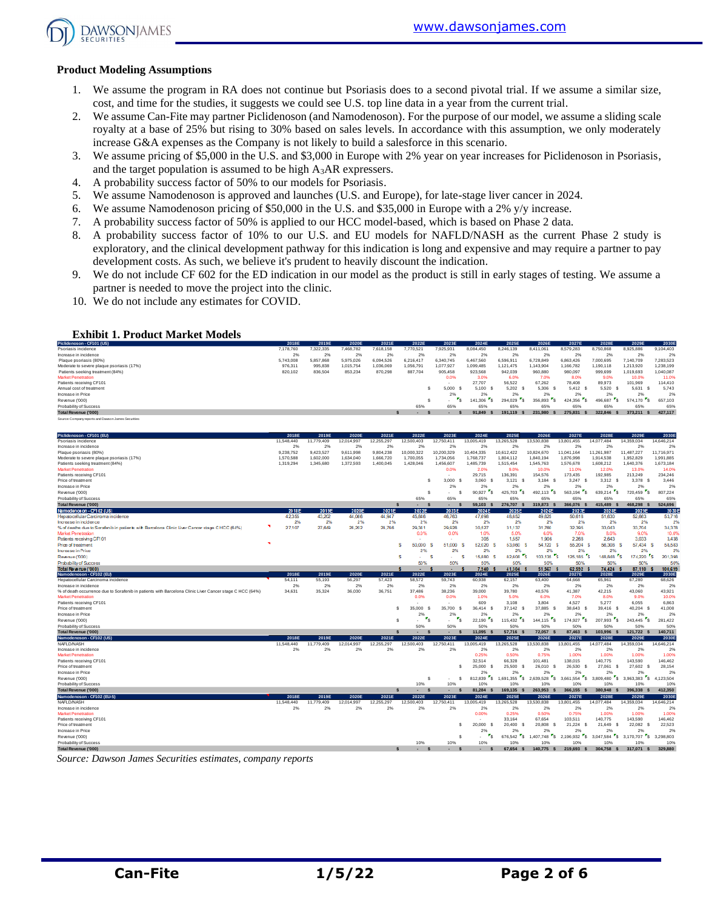## Product Modeling Assumptions

1. We assume the program in RA does not continue but Psoriasis does to a second pivotal trial. If we assume a similar size, cost, and time for the studies, it suggests we could see U.S. top line data in a year from the current trial.
2. We assume Can-Fite may partner Piclidenoson (and Namodenoson). For the purpose of our model, we assume a sliding scale royalty at a base of 25% but rising to 30% based on sales levels. In accordance with this assumption, we only moderately increase G&A expenses as the Company is not likely to build a salesforce in this scenario.
3. We assume pricing of $5,000 in the U.S. and $3,000 in Europe with 2% year on year increases for Piclidenoson in Psoriasis, and the target population is assumed to be high $A_3AR$ expressers.
4. A probability success factor of 50% to our models for Psoriasis.
5. We assume Namodenoson is approved and launches (U.S. and Europe), for late-stage liver cancer in 2024.
6. We assume Namodenoson pricing of $50,000 in the U.S. and $35,000 in Europe with a 2% y/y increase.
7. A probability success factor of 50% is applied to our HCC model-based, which is based on Phase 2 data.
8. A probability success factor of 10% to our U.S. and EU models for NAFLD/NASH as the current Phase 2 study is exploratory, and the clinical development pathway for this indication is long and expensive and may require a partner to pay development costs. As such, we believe it's prudent to heavily discount the indication.
9. We do not include CF 602 for the ED indication in our model as the product is still in early stages of testing. We assume a partner is needed to move the project into the clinic.
10. We do not include any estimates for COVID.

### Exhibit 1. Product Market Models

| Piclidenoson - CF101 (US) | 2018E | 2019E | 2020E | 2021E | 2022E | 2023E | 2024E | 2025E | 2026E | 2027E | 2028E | 2029E | 2030E |
|---|---|---|---|---|---|---|---|---|---|---|---|---|---|
| Psoriasis incidence | 7,178,760 | 7,322,335 | 7,468,782 | 7,618,158 | 7,770,521 | 7,925,931 | 8,084,450 | 8,246,139 | 8,411,061 | 8,579,283 | 8,750,868 | 8,925,886 | 9,104,403 |
| Increase in incidence | 2% | 2% | 2% | 2% | 2% | 2% | 2% | 2% | 2% | 2% | 2% | 2% | 2% |
| Plaque psoriasis (80%) | 5,743,008 | 5,857,868 | 5,975,026 | 6,094,526 | 6,216,417 | 6,340,745 | 6,467,560 | 6,596,911 | 6,728,849 | 6,863,426 | 7,000,695 | 7,140,709 | 7,283,523 |
| Moderate to severe plaque psoriasis (17%) | 976,311 | 995,838 | 1,015,754 | 1,036,069 | 1,056,791 | 1,077,927 | 1,099,485 | 1,121,475 | 1,143,904 | 1,166,782 | 1,190,118 | 1,213,920 | 1,238,199 |
| Patients seeking treatment (84%) | 820,102 | 836,504 | 853,234 | 870,298 | 887,704 | 905,458 | 923,568 | 942,039 | 960,880 | 980,097 | 999,699 | 1,019,693 | 1,040,087 |
| Market Penetration | | | | | | | 0.0% | 3.0% | 6.0% | 7.0% | 8.0% | 9.0% | 10.0% |
| Patients receiving CF101 | | | | | | | - | 27,707 | 56,522 | 67,262 | 78,408 | 89,973 | 101,969 |
| Annual cost of treatment | | | | | | $ 5,000 | $ 5,100 | $ 5,202 | $ 5,306 | $ 5,412 | $ 5,520 | $ 5,631 | $ 5,743 |
| Increase in Price | | | | | | | 2% | 2% | 2% | 2% | 2% | 2% | 2% |
| Revenue ('000) | | | | | | $ - | $ 141,306 | $ 294,029 | $ 356,893 | $ 424,356 | $ 496,687 | $ 574,170 | $ 657,103 |
| Probability of Success | | | | | 65% | 65% | 65% | 65% | 65% | 65% | 65% | 65% | 65% |
| Total Revenue ('000) | | | | $ - | $ - | $ 91,849 | $ 191,119 | $ 231,980 | $ 275,831 | $ 322,846 | $ 373,211 | $ 427,117 | |

Source: Company reports and Dawson James Securities

| Piclidenoson - CF101 (EU) | 2018E | 2019E | 2020E | 2021E | 2022E | 2023E | 2024E | 2025E | 2026E | 2027E | 2028E | 2029E | 2030E |
|---|---|---|---|---|---|---|---|---|---|---|---|---|---|
| Psoriasis incidence | 11,548,440 | 11,779,409 | 12,014,997 | 12,255,297 | 12,500,403 | 12,750,411 | 13,005,419 | 13,265,528 | 13,530,838 | 13,801,455 | 14,077,484 | 14,359,034 | 14,646,214 |
| Increase in incidence | 2% | 2% | 2% | 2% | 2% | 2% | 2% | 2% | 2% | 2% | 2% | 2% | 2% |
| Plaque psoriasis (80%) | 9,238,752 | 9,423,527 | 9,611,998 | 9,804,238 | 10,000,322 | 10,200,329 | 10,404,335 | 10,612,422 | 10,824,670 | 11,041,164 | 11,261,987 | 11,487,227 | 11,716,971 |
| Moderate to severe plaque psoriasis (17%) | 1,570,588 | 1,602,000 | 1,634,040 | 1,666,720 | 1,700,055 | 1,734,056 | 1,768,737 | 1,804,112 | 1,840,194 | 1,876,998 | 1,914,538 | 1,952,829 | 1,991,885 |
| Patients seeking treatment (84%) | 1,319,294 | 1,345,680 | 1,372,593 | 1,400,045 | 1,428,046 | 1,456,607 | 1,485,739 | 1,515,454 | 1,545,763 | 1,576,678 | 1,608,212 | 1,640,376 | 1,673,184 |
| Market Penetration | | | | | | | 0.0% | 2.0% | 9.0% | 10.0% | 11.0% | 12.0% | 13.0% | 14.0% |
| Patients receiving CF101 | | | | | | | - | 29,715 | 136,391 | 154,576 | 173,435 | 192,985 | 213,249 | 234,246 |
| Price of treatment | | | | | | $ 3,000 | $ 3,060 | $ 3,121 | $ 3,184 | $ 3,247 | $ 3,312 | $ 3,378 | $ 3,446 |
| Increase in Price | | | | | | 2% | 2% | 2% | 2% | 2% | 2% | 2% | 2% |
| Revenue ('000) | | | | | | $ - | $ 90,927 | $ 425,703 | $ 492,113 | $ 563,194 | $ 639,214 | $ 720,459 | $ 807,224 |
| Probability of Success | | | | | 65% | 65% | 65% | 65% | 65% | 65% | 65% | 65% | 65% |
| Total Revenue ('000) | | | | $ - | $ - | $ 59,103 | $ 276,707 | $ 319,873 | $ 366,076 | $ 415,489 | $ 468,298 | $ 524,696 | |

| Namodenoson - CF102 (US) | 2018E | 2019E | 2020E | 2021E | 2022E | 2023E | 2024E | 2025E | 2026E | 2027E | 2028E | 2029E | 2030E |
|---|---|---|---|---|---|---|---|---|---|---|---|---|---|
| Hepatocellular Carcinoma incidence | 42,355 | 43,202 | 44,066 | 44,947 | 45,846 | 46,763 | 47,698 | 48,652 | 49,625 | 50,618 | 51,630 | 52,663 | 53,716 |
| Increase in incidence | 2% | 2% | 2% | 2% | 2% | 2% | 2% | 2% | 2% | 2% | 2% | 2% | 2% |
| % of deaths due to Sorafenib in patients with Barcelona Clinic Liver Cancer stage C HCC (64%) | 27,107 | 27,649 | 28,202 | 28,766 | 29,341 | 29,928 | 30,527 | 31,137 | 31,760 | 32,395 | 33,043 | 33,704 | 34,378 |
| Market Penetration | | | | | 0.0% | 0.0% | 1.0% | 5.0% | 6.0% | 7.0% | 8.0% | 9.0% | 10.0% |
| Patients receiving CF101 | | | | | - | - | 305 | 1,557 | 1,906 | 2,268 | 2,643 | 3,033 | 3,438 |
| Price of treatment | | | | | $ 50,000 | $ 51,000 | $ 52,020 | $ 53,060 | $ 54,122 | $ 55,204 | $ 56,308 | $ 57,434 | $ 58,583 |
| Increase in Price | | | | | 2% | 2% | 2% | 2% | 2% | 2% | 2% | 2% | 2% |
| Revenue ('000) | | | | | $ - | $ - | $ 15,880 | $ 82,608 | $ 103,135 | $ 125,185 | $ 148,848 | $ 174,220 | $ 201,398 |
| Probability of Success | | | | | 50% | 50% | 50% | 50% | 50% | 50% | 50% | 50% | 50% |
| Total Revenue ('000) | | | | | $ - | $ - | $ 7,940 | $ 41,304 | $ 51,567 | $ 62,592 | $ 74,424 | $ 87,110 | $ 100,699 |

| Namodenoson - CF102 (EU) | 2018E | 2019E | 2020E | 2021E | 2022E | 2023E | 2024E | 2025E | 2026E | 2027E | 2028E | 2029E | 2030E |
|---|---|---|---|---|---|---|---|---|---|---|---|---|---|
| Hepatocellular Carcinoma incidence | 54,111 | 55,193 | 56,297 | 57,423 | 58,572 | 59,743 | 60,938 | 62,157 | 63,400 | 64,668 | 65,961 | 67,280 | 68,626 |
| Increase in incidence | 2% | 2% | 2% | 2% | 2% | 2% | 2% | 2% | 2% | 2% | 2% | 2% | 2% |
| % of death occurrence due to Sorafenib in patients with Barcelona Clinic Liver Cancer stage C HCC (64%) | 34,631 | 35,324 | 36,030 | 36,751 | 37,486 | 38,236 | 39,000 | 39,780 | 40,576 | 41,387 | 42,215 | 43,060 | 43,921 |
| Market Penetration | | | | | 0.0% | 0.0% | 1.0% | 5.0% | 6.0% | 7.0% | 8.0% | 9.0% | 10.0% |
| Patients receiving CF101 | | | | | - | - | 609 | 3,108 | 3,804 | 4,527 | 5,277 | 6,055 | 6,863 |
| Price of treatment | | | | | $ 35,000 | $ 35,700 | $ 36,414 | $ 37,142 | $ 37,885 | $ 38,643 | $ 39,416 | $ 40,204 | $ 41,008 |
| Increase in Price | | | | | 2% | 2% | 2% | 2% | 2% | 2% | 2% | 2% | 2% |
| Revenue ('000) | | | | | $ - | $ - | $ 22,190 | $ 115,432 | $ 144,115 | $ 174,927 | $ 207,993 | $ 243,445 | $ 281,422 |
| Probability of Success | | | | | 50% | 50% | 50% | 50% | 50% | 50% | 50% | 50% | 50% |
| Total Revenue ('000) | | | | | $ - | $ - | $ 11,095 | $ 57,716 | $ 72,057 | $ 87,463 | $ 103,996 | $ 121,722 | $ 140,711 |

| Namodenoson - CF102 (US) | 2018E | 2019E | 2020E | 2021E | 2022E | 2023E | 2024E | 2025E | 2026E | 2027E | 2028E | 2029E | 2030E |
|---|---|---|---|---|---|---|---|---|---|---|---|---|---|
| NAFLD/NASH | 11,548,440 | 11,779,409 | 12,014,997 | 12,255,297 | 12,500,403 | 12,750,411 | 13,005,419 | 13,265,528 | 13,530,838 | 13,801,455 | 14,077,484 | 14,359,034 | 14,646,214 |
| Increase in incidence | 2% | 2% | 2% | 2% | 2% | 2% | 2% | 2% | 2% | 2% | 2% | 2% | 2% |
| Market Penetration | | | | | | | 0.25% | 0.50% | 0.75% | 1.00% | 1.00% | 1.00% | 1.00% |
| Patients receiving CF101 | | | | | | | 32,514 | 66,328 | 101,481 | 138,015 | 140,775 | 143,590 | 146,462 |
| Price of treatment | | | | | | | $ 25,000 | $ 25,500 | $ 26,010 | $ 26,530 | $ 27,061 | $ 27,602 | $ 28,154 |
| Increase in Price | | | | | | | 2% | 2% | 2% | 2% | 2% | 2% | 2% |
| Revenue ('000) | | | | | | $ - | $ 812,839 | $ 1,691,355 | $ 2,639,528 | $ 3,661,554 | $ 3,809,480 | $ 3,963,383 | $ 4,123,504 |
| Probability of Success | | | | | 10% | 10% | 10% | 10% | 10% | 10% | 10% | 10% | 10% |
| Total Revenue ('000) | | | | | $ - | $ - | $ 81,284 | $ 169,135 | $ 263,953 | $ 366,155 | $ 380,948 | $ 396,338 | $ 412,350 |

| Namodenoson - CF102 (EU-5) | 2018E | 2019E | 2020E | 2021E | 2022E | 2023E | 2024E | 2025E | 2026E | 2027E | 2028E | 2029E | 2030E |
|---|---|---|---|---|---|---|---|---|---|---|---|---|---|
| NAFLD/NASH | 11,548,440 | 11,779,409 | 12,014,997 | 12,255,297 | 12,500,403 | 12,750,411 | 13,005,419 | 13,265,528 | 13,530,838 | 13,801,455 | 14,077,484 | 14,359,034 | 14,646,214 |
| Increase in incidence | 2% | 2% | 2% | 2% | 2% | 2% | 2% | 2% | 2% | 2% | 2% | 2% | 2% |
| Market Penetration | | | | | | | 0.00% | 0.25% | 0.50% | 0.75% | 1.00% | 1.00% | 1.00% |
| Patients receiving CF101 | | | | | | | - | 33,164 | 67,654 | 103,511 | 140,775 | 143,590 | 146,462 |
| Price of treatment | | | | | | | $ 20,000 | $ 20,400 | $ 20,808 | $ 21,224 | $ 21,649 | $ 22,082 | $ 22,523 |
| Increase in Price | | | | | | | 2% | 2% | 2% | 2% | 2% | 2% | 2% |
| Revenue ('000) | | | | | | | $ - | $ 676,542 | $ 1,407,748 | $ 2,196,932 | $ 3,047,584 | $ 3,170,707 | $ 3,298,803 |
| Probability of Success | | | | | 10% | 10% | 10% | 10% | 10% | 10% | 10% | 10% | 10% |
| Total Revenue ('000) | | | | | $ - | $ - | $ - | $ 67,654 | $ 140,775 | $ 219,693 | $ 304,758 | $ 317,071 | $ 329,880 |

*Source: Dawson James Securities estimates, company reports*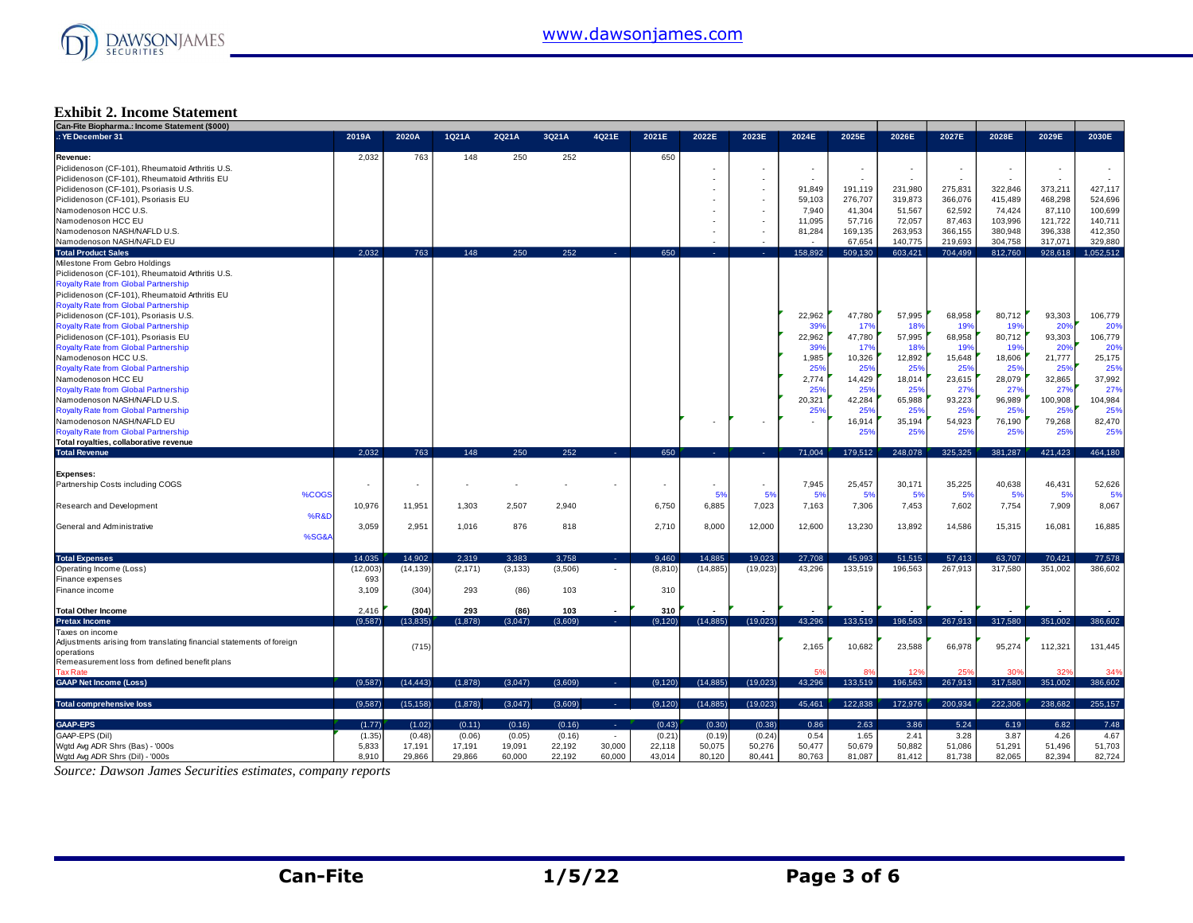### Exhibit 2. Income Statement

| Can-Fite Biopharma.: Income Statement ($000) | | | | | | | | | | | | | | | | | |
|---|---|---|---|---|---|---|---|---|---|---|---|---|---|---|---|---|---|
| .: YE December 31 | 2019A | 2020A | 1Q21A | 2Q21A | 3Q21A | 4Q21E | 2021E | 2022E | 2023E | 2024E | 2025E | 2026E | 2027E | 2028E | 2029E | 2030E |
| **Revenue:** | 2,032 | 763 | 148 | 250 | 252 | | 650 | | | | | | | | | |
| Piclidenoson (CF-101), Rheumatoid Arthritis U.S. | | | | | | | | - | - | - | - | - | - | - | - | - |
| Piclidenoson (CF-101), Rheumatoid Arthritis EU | | | | | | | | - | - | - | - | - | - | - | - | - |
| Piclidenoson (CF-101), Psoriasis U.S. | | | | | | | | - | - | 91,849 | 191,119 | 231,980 | 275,831 | 322,846 | 373,211 | 427,117 |
| Piclidenoson (CF-101), Psoriasis EU | | | | | | | | - | - | 59,103 | 276,707 | 319,873 | 366,076 | 415,489 | 468,298 | 524,696 |
| Namodenoson HCC U.S. | | | | | | | | - | - | 7,940 | 41,304 | 51,567 | 62,592 | 74,424 | 87,110 | 100,699 |
| Namodenoson HCC EU | | | | | | | | - | - | 11,095 | 57,716 | 72,057 | 87,463 | 103,996 | 121,722 | 140,711 |
| Namodenoson NASH/NAFLD U.S. | | | | | | | | - | - | 81,284 | 169,135 | 263,953 | 366,155 | 380,948 | 396,338 | 412,350 |
| Namodenoson NASH/NAFLD EU | | | | | | | | - | - | - | 67,654 | 140,775 | 219,693 | 304,758 | 317,071 | 329,880 |
| **Total Product Sales** | 2,032 | 763 | 148 | 250 | 252 | - | 650 | - | - | 158,892 | 509,130 | 603,421 | 704,499 | 812,760 | 928,618 | 1,052,512 |
| Milestone From Gebro Holdings | | | | | | | | | | | | | | | | |
| Piclidenoson (CF-101), Rheumatoid Arthritis U.S. | | | | | | | | | | | | | | | | |
| Royalty Rate from Global Partnership | | | | | | | | | | | | | | | | |
| Piclidenoson (CF-101), Rheumatoid Arthritis EU | | | | | | | | | | | | | | | | |
| Royalty Rate from Global Partnership | | | | | | | | | | | | | | | | |
| Piclidenoson (CF-101), Psoriasis U.S. | | | | | | | | | | 22,962 | 47,780 | 57,995 | 68,958 | 80,712 | 93,303 | 106,779 |
| Royalty Rate from Global Partnership | | | | | | | | | | 39% | 17% | 18% | 19% | 19% | 20% | 20% |
| Piclidenoson (CF-101), Psoriasis EU | | | | | | | | | | 22,962 | 47,780 | 57,995 | 68,958 | 80,712 | 93,303 | 106,779 |
| Royalty Rate from Global Partnership | | | | | | | | | | 39% | 17% | 18% | 19% | 19% | 20% | 20% |
| Namodenoson HCC U.S. | | | | | | | | | | 1,985 | 10,326 | 12,892 | 15,648 | 18,606 | 21,777 | 25,175 |
| Royalty Rate from Global Partnership | | | | | | | | | | 25% | 25% | 25% | 25% | 25% | 25% | 25% |
| Namodenoson HCC EU | | | | | | | | | | 2,774 | 14,429 | 18,014 | 23,615 | 28,079 | 32,865 | 37,992 |
| Royalty Rate from Global Partnership | | | | | | | | | | 25% | 25% | 25% | 27% | 27% | 27% | 27% |
| Namodenoson NASH/NAFLD U.S. | | | | | | | | | | 20,321 | 42,284 | 65,988 | 93,223 | 96,989 | 100,908 | 104,984 |
| Royalty Rate from Global Partnership | | | | | | | | | | 25% | 25% | 25% | 25% | 25% | 25% | 25% |
| Namodenoson NASH/NAFLD EU | | | | | | | | - | - | - | 16,914 | 35,194 | 54,923 | 76,190 | 79,268 | 82,470 |
| Royalty Rate from Global Partnership | | | | | | | | | | | 25% | 25% | 25% | 25% | 25% | 25% |
| **Total royalties, collaborative revenue** | | | | | | | | | | | | | | | | |
| **Total Revenue** | 2,032 | 763 | 148 | 250 | 252 | - | 650 | - | - | 71,004 | 179,512 | 248,078 | 325,325 | 381,287 | 421,423 | 464,180 |
| | | | | | | | | | | | | | | | | |
| **Expenses:** | | | | | | | | | | | | | | | | |
| Partnership Costs including COGS | - | - | - | - | - | - | - | - | - | 7,945 | 25,457 | 30,171 | 35,225 | 40,638 | 46,431 | 52,626 |
| %COGS | | | | | | | | 5% | 5% | 5% | 5% | 5% | 5% | 5% | 5% | 5% |
| Research and Development | 10,976 | 11,951 | 1,303 | 2,507 | 2,940 | | 6,750 | 6,885 | 7,023 | 7,163 | 7,306 | 7,453 | 7,602 | 7,754 | 7,909 | 8,067 |
| %R&D | | | | | | | | | | | | | | | | |
| General and Administrative | 3,059 | 2,951 | 1,016 | 876 | 818 | | 2,710 | 8,000 | 12,000 | 12,600 | 13,230 | 13,892 | 14,586 | 15,315 | 16,081 | 16,885 |
| %SG&A | | | | | | | | | | | | | | | | |
| | | | | | | | | | | | | | | | | |
| **Total Expenses** | 14,035 | 14,902 | 2,319 | 3,383 | 3,758 | - | 9,460 | 14,885 | 19,023 | 27,708 | 45,993 | 51,515 | 57,413 | 63,707 | 70,421 | 77,578 |
| Operating Income (Loss) | (12,003) | (14,139) | (2,171) | (3,133) | (3,506) | - | (8,810) | (14,885) | (19,023) | 43,296 | 133,519 | 196,563 | 267,913 | 317,580 | 351,002 | 386,602 |
| Finance expenses | 693 | | | | | | | | | | | | | | | |
| Finance income | 3,109 | (304) | 293 | (86) | 103 | | 310 | | | | | | | | | |
| | | | | | | | | | | | | | | | | |
| **Total Other Income** | 2,416 | **(304)** | **293** | **(86)** | **103** | **-** | **310** | **-** | **-** | **-** | **-** | **-** | **-** | **-** | **-** | **-** |
| **Pretax Income** | (9,587) | (13,835) | (1,878) | (3,047) | (3,609) | - | (9,120) | (14,885) | (19,023) | 43,296 | 133,519 | 196,563 | 267,913 | 317,580 | 351,002 | 386,602 |
| Taxes on income | | | | | | | | | | | | | | | | |
| Adjustments arising from translating financial statements of foreign operations | | (715) | | | | | | | | 2,165 | 10,682 | 23,588 | 66,978 | 95,274 | 112,321 | 131,445 |
| Remeasurement loss from defined benefit plans | | | | | | | | | | | | | | | | |
| Tax Rate | | | | | | | | | | 5% | 8% | 12% | 25% | 30% | 32% | 34% |
| **GAAP Net Income (Loss)** | (9,587) | (14,443) | (1,878) | (3,047) | (3,609) | - | (9,120) | (14,885) | (19,023) | 43,296 | 133,519 | 196,563 | 267,913 | 317,580 | 351,002 | 386,602 |
| | | | | | | | | | | | | | | | | |
| **Total comprehensive loss** | (9,587) | (15,158) | (1,878) | (3,047) | (3,609) | - | (9,120) | (14,885) | (19,023) | 45,461 | 122,838 | 172,976 | 200,934 | 222,306 | 238,682 | 255,157 |
| | | | | | | | | | | | | | | | | |
| **GAAP-EPS** | (1.77) | (1.02) | (0.11) | (0.16) | (0.16) | - | (0.43) | (0.30) | (0.38) | 0.86 | 2.63 | 3.86 | 5.24 | 6.19 | 6.82 | 7.48 |
| GAAP-EPS (Dil) | (1.35) | (0.48) | (0.06) | (0.05) | (0.16) | - | (0.21) | (0.19) | (0.24) | 0.54 | 1.65 | 2.41 | 3.28 | 3.87 | 4.26 | 4.67 |
| Wgtd Avg ADR Shrs (Bas) - '000s | 5,833 | 17,191 | 17,191 | 19,091 | 22,192 | 30,000 | 22,118 | 50,075 | 50,276 | 50,477 | 50,679 | 50,882 | 51,086 | 51,291 | 51,496 | 51,703 |
| Wgtd Avg ADR Shrs (Dil) - '000s | 8,910 | 29,866 | 29,866 | 60,000 | 22,192 | 60,000 | 43,014 | 80,120 | 80,441 | 80,763 | 81,087 | 81,412 | 81,738 | 82,065 | 82,394 | 82,724 |

*Source: Dawson James Securities estimates, company reports*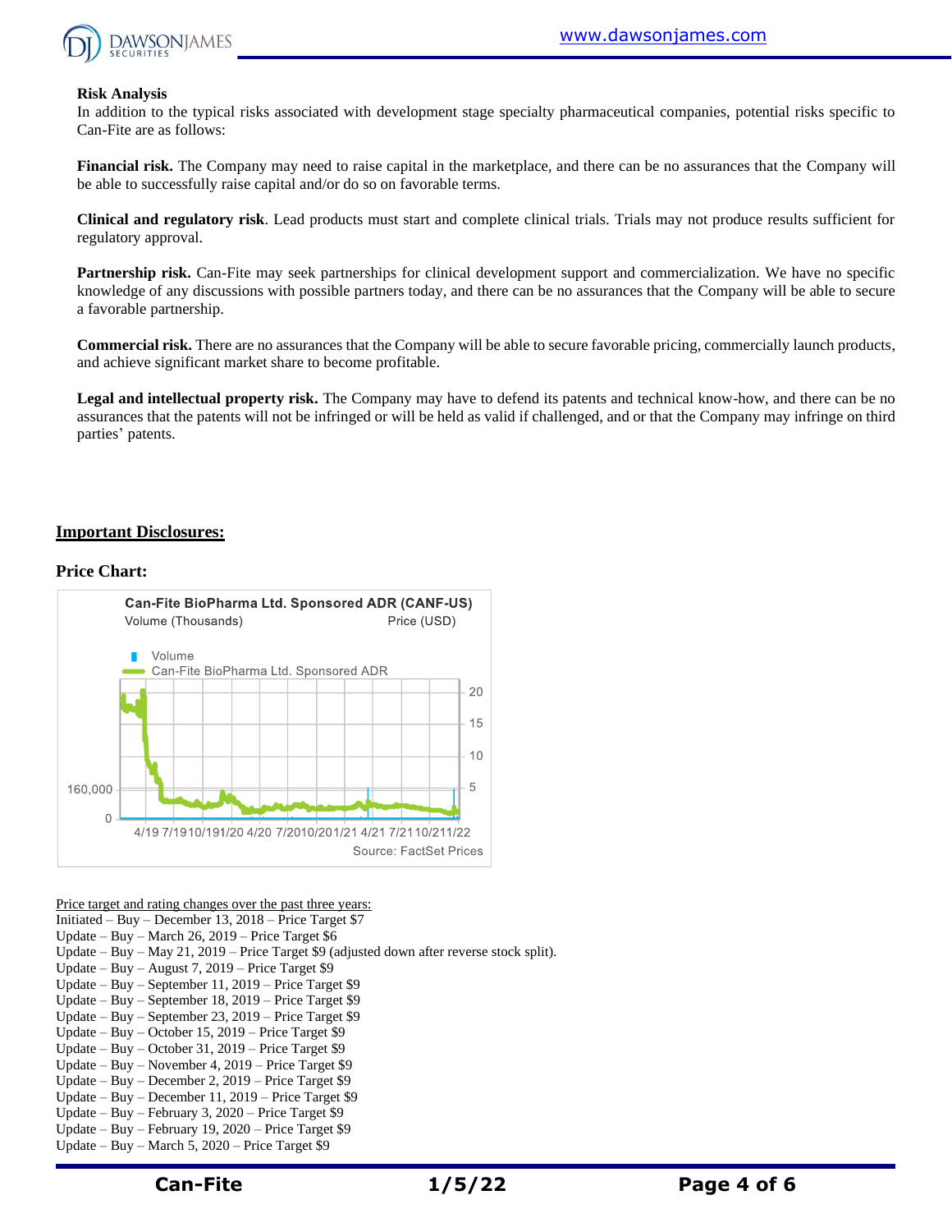**Risk Analysis**

In addition to the typical risks associated with development stage specialty pharmaceutical companies, potential risks specific to Can-Fite are as follows:

**Financial risk.** The Company may need to raise capital in the marketplace, and there can be no assurances that the Company will be able to successfully raise capital and/or do so on favorable terms.

**Clinical and regulatory risk**. Lead products must start and complete clinical trials. Trials may not produce results sufficient for regulatory approval.

**Partnership risk.** Can-Fite may seek partnerships for clinical development support and commercialization. We have no specific knowledge of any discussions with possible partners today, and there can be no assurances that the Company will be able to secure a favorable partnership.

**Commercial risk.** There are no assurances that the Company will be able to secure favorable pricing, commercially launch products, and achieve significant market share to become profitable.

**Legal and intellectual property risk.** The Company may have to defend its patents and technical know-how, and there can be no assurances that the patents will not be infringed or will be held as valid if challenged, and or that the Company may infringe on third parties' patents.

## Important Disclosures:

**Price Chart:**

Can-Fite BioPharma Ltd. Sponsored ADR (CANF-US)

Volume (Thousands) Price (USD)

Source: FactSet Prices

Price target and rating changes over the past three years:

Initiated – Buy – December 13, 2018 – Price Target $7
Update – Buy – March 26, 2019 – Price Target $6
Update – Buy – May 21, 2019 – Price Target $9 (adjusted down after reverse stock split).
Update – Buy – August 7, 2019 – Price Target $9
Update – Buy – September 11, 2019 – Price Target $9
Update – Buy – September 18, 2019 – Price Target $9
Update – Buy – September 23, 2019 – Price Target $9
Update – Buy – October 15, 2019 – Price Target $9
Update – Buy – October 31, 2019 – Price Target $9
Update – Buy – November 4, 2019 – Price Target $9
Update – Buy – December 2, 2019 – Price Target $9
Update – Buy – December 11, 2019 – Price Target $9
Update – Buy – February 3, 2020 – Price Target $9
Update – Buy – February 19, 2020 – Price Target $9
Update – Buy – March 5, 2020 – Price Target $9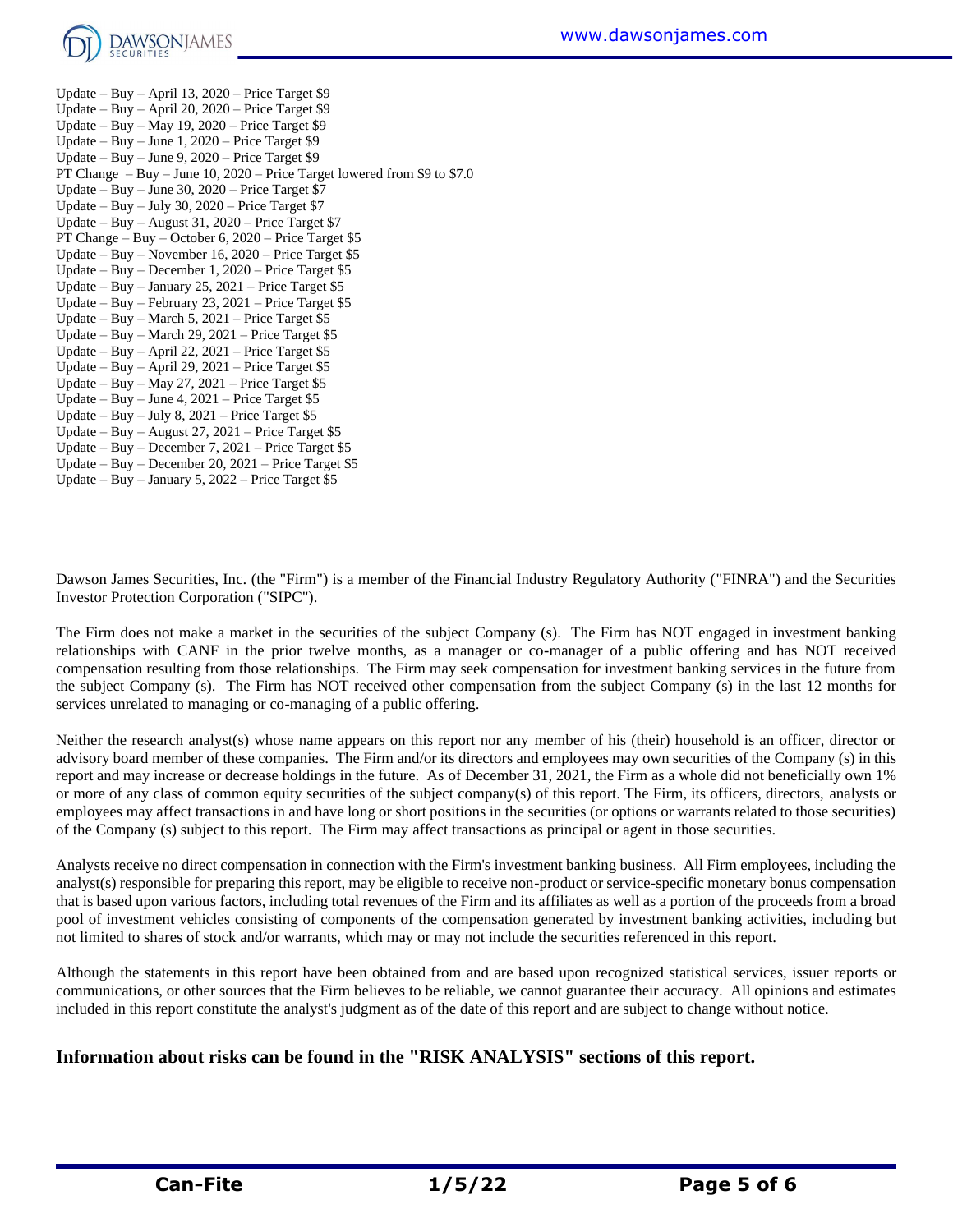Update – Buy – April 13, 2020 – Price Target $9
Update – Buy – April 20, 2020 – Price Target $9
Update – Buy – May 19, 2020 – Price Target $9
Update – Buy – June 1, 2020 – Price Target $9
Update – Buy – June 9, 2020 – Price Target $9
PT Change – Buy – June 10, 2020 – Price Target lowered from $9 to $7.0
Update – Buy – June 30, 2020 – Price Target $7
Update – Buy – July 30, 2020 – Price Target $7
Update – Buy – August 31, 2020 – Price Target $7
PT Change – Buy – October 6, 2020 – Price Target $5
Update – Buy – November 16, 2020 – Price Target $5
Update – Buy – December 1, 2020 – Price Target $5
Update – Buy – January 25, 2021 – Price Target $5
Update – Buy – February 23, 2021 – Price Target $5
Update – Buy – March 5, 2021 – Price Target $5
Update – Buy – March 29, 2021 – Price Target $5
Update – Buy – April 22, 2021 – Price Target $5
Update – Buy – April 29, 2021 – Price Target $5
Update – Buy – May 27, 2021 – Price Target $5
Update – Buy – June 4, 2021 – Price Target $5
Update – Buy – July 8, 2021 – Price Target $5
Update – Buy – August 27, 2021 – Price Target $5
Update – Buy – December 7, 2021 – Price Target $5
Update – Buy – December 20, 2021 – Price Target $5
Update – Buy – January 5, 2022 – Price Target $5

Dawson James Securities, Inc. (the "Firm") is a member of the Financial Industry Regulatory Authority ("FINRA") and the Securities Investor Protection Corporation ("SIPC").

The Firm does not make a market in the securities of the subject Company (s). The Firm has NOT engaged in investment banking relationships with CANF in the prior twelve months, as a manager or co-manager of a public offering and has NOT received compensation resulting from those relationships. The Firm may seek compensation for investment banking services in the future from the subject Company (s). The Firm has NOT received other compensation from the subject Company (s) in the last 12 months for services unrelated to managing or co-managing of a public offering.

Neither the research analyst(s) whose name appears on this report nor any member of his (their) household is an officer, director or advisory board member of these companies. The Firm and/or its directors and employees may own securities of the Company (s) in this report and may increase or decrease holdings in the future. As of December 31, 2021, the Firm as a whole did not beneficially own 1% or more of any class of common equity securities of the subject company(s) of this report. The Firm, its officers, directors, analysts or employees may affect transactions in and have long or short positions in the securities (or options or warrants related to those securities) of the Company (s) subject to this report. The Firm may affect transactions as principal or agent in those securities.

Analysts receive no direct compensation in connection with the Firm's investment banking business. All Firm employees, including the analyst(s) responsible for preparing this report, may be eligible to receive non-product or service-specific monetary bonus compensation that is based upon various factors, including total revenues of the Firm and its affiliates as well as a portion of the proceeds from a broad pool of investment vehicles consisting of components of the compensation generated by investment banking activities, including but not limited to shares of stock and/or warrants, which may or may not include the securities referenced in this report.

Although the statements in this report have been obtained from and are based upon recognized statistical services, issuer reports or communications, or other sources that the Firm believes to be reliable, we cannot guarantee their accuracy. All opinions and estimates included in this report constitute the analyst's judgment as of the date of this report and are subject to change without notice.

**Information about risks can be found in the "RISK ANALYSIS" sections of this report.**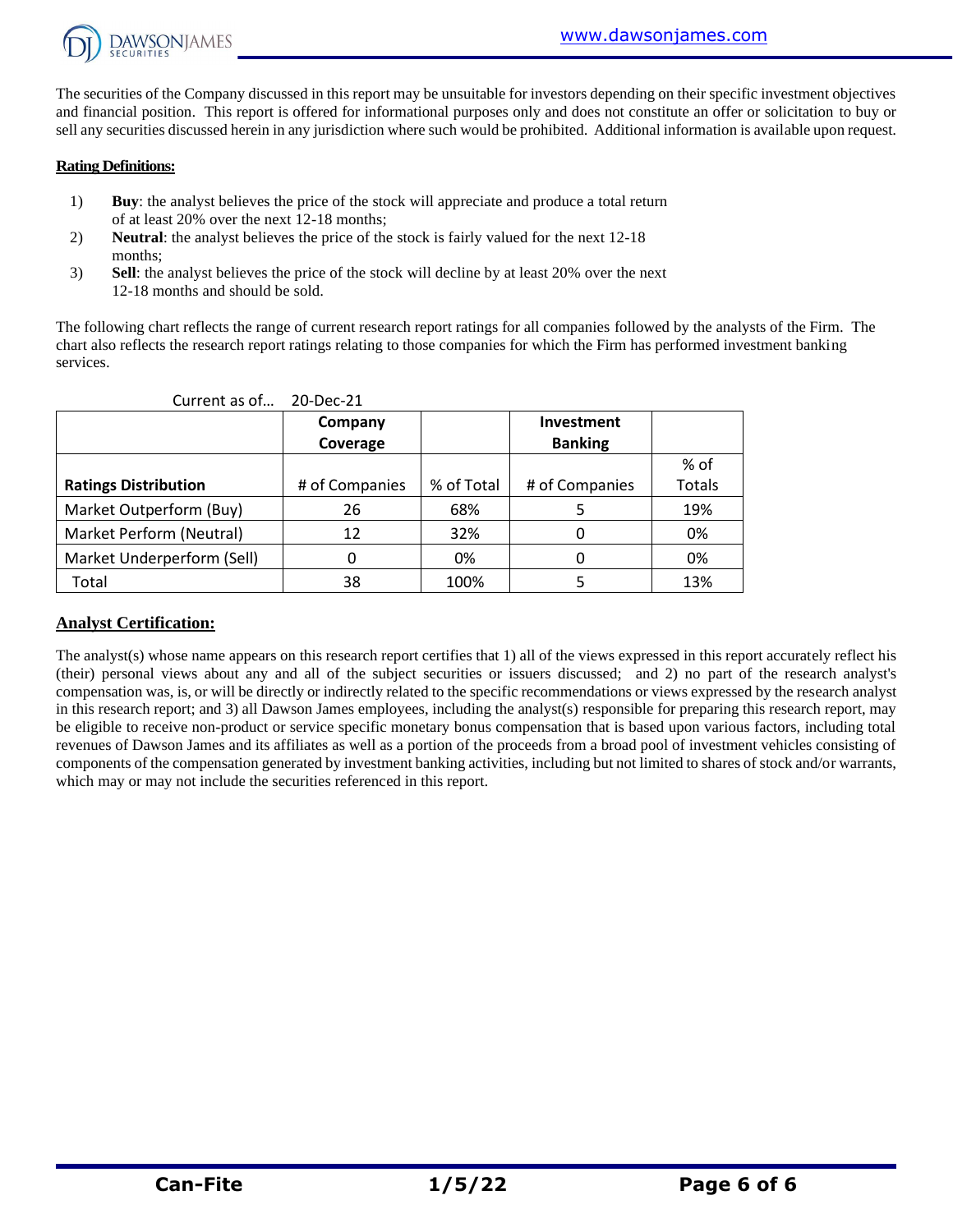The securities of the Company discussed in this report may be unsuitable for investors depending on their specific investment objectives and financial position. This report is offered for informational purposes only and does not constitute an offer or solicitation to buy or sell any securities discussed herein in any jurisdiction where such would be prohibited. Additional information is available upon request.

**Rating Definitions:**

1) **Buy**: the analyst believes the price of the stock will appreciate and produce a total return of at least 20% over the next 12-18 months;
2) **Neutral**: the analyst believes the price of the stock is fairly valued for the next 12-18 months;
3) **Sell**: the analyst believes the price of the stock will decline by at least 20% over the next 12-18 months and should be sold.

The following chart reflects the range of current research report ratings for all companies followed by the analysts of the Firm. The chart also reflects the research report ratings relating to those companies for which the Firm has performed investment banking services.

Current as of... 20-Dec-21

| | Company Coverage | | Investment Banking | |
|---|---|---|---|---|
| **Ratings Distribution** | # of Companies | % of Total | # of Companies | % of Totals |
| Market Outperform (Buy) | 26 | 68% | 5 | 19% |
| Market Perform (Neutral) | 12 | 32% | 0 | 0% |
| Market Underperform (Sell) | 0 | 0% | 0 | 0% |
| Total | 38 | 100% | 5 | 13% |

## Analyst Certification:

The analyst(s) whose name appears on this research report certifies that 1) all of the views expressed in this report accurately reflect his (their) personal views about any and all of the subject securities or issuers discussed; and 2) no part of the research analyst's compensation was, is, or will be directly or indirectly related to the specific recommendations or views expressed by the research analyst in this research report; and 3) all Dawson James employees, including the analyst(s) responsible for preparing this research report, may be eligible to receive non-product or service specific monetary bonus compensation that is based upon various factors, including total revenues of Dawson James and its affiliates as well as a portion of the proceeds from a broad pool of investment vehicles consisting of components of the compensation generated by investment banking activities, including but not limited to shares of stock and/or warrants, which may or may not include the securities referenced in this report.